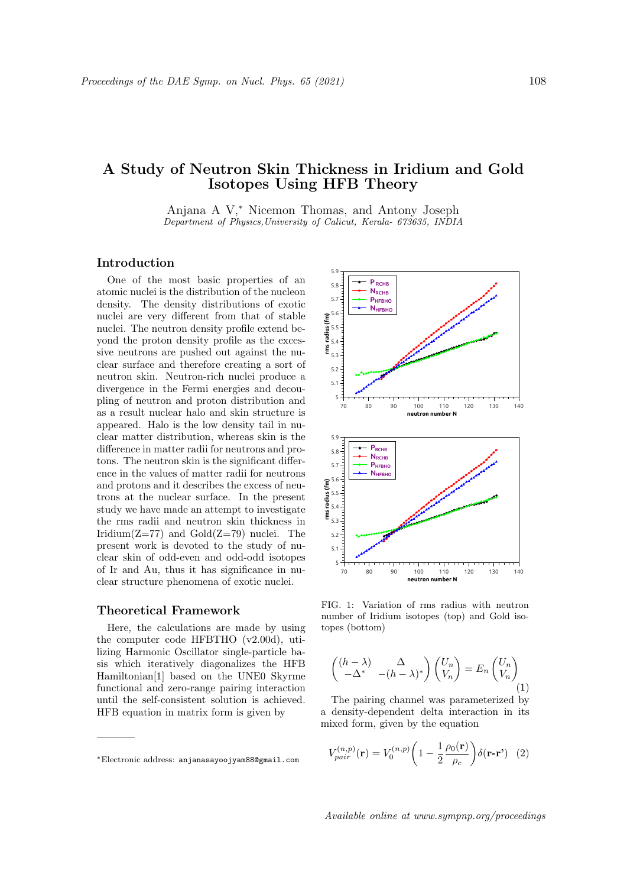# A Study of Neutron Skin Thickness in Iridium and Gold Isotopes Using HFB Theory

Anjana A V,* Nicemon Thomas, and Antony Joseph

*Department of Physics,University of Calicut, Kerala- 673635, INDIA*

## Introduction

One of the most basic properties of an atomic nuclei is the distribution of the nucleon density. The density distributions of exotic nuclei are very different from that of stable nuclei. The neutron density profile extend beyond the proton density profile as the excessive neutrons are pushed out against the nuclear surface and therefore creating a sort of neutron skin. Neutron-rich nuclei produce a divergence in the Fermi energies and decoupling of neutron and proton distribution and as a result nuclear halo and skin structure is appeared. Halo is the low density tail in nuclear matter distribution, whereas skin is the difference in matter radii for neutrons and protons. The neutron skin is the significant difference in the values of matter radii for neutrons and protons and it describes the excess of neutrons at the nuclear surface. In the present study we have made an attempt to investigate the rms radii and neutron skin thickness in Iridium(Z=77) and Gold(Z=79) nuclei. The present work is devoted to the study of nuclear skin of odd-even and odd-odd isotopes of Ir and Au, thus it has significance in nuclear structure phenomena of exotic nuclei.

## Theoretical Framework

Here, the calculations are made by using the computer code HFBTHO (v2.00d), utilizing Harmonic Oscillator single-particle basis which iteratively diagonalizes the HFB Hamiltonian[1] based on the UNE0 Skyrme functional and zero-range pairing interaction until the self-consistent solution is achieved. HFB equation in matrix form is given by

FIG. 1: Variation of rms radius with neutron number of Iridium isotopes (top) and Gold isotopes (bottom)

$$\begin{pmatrix} (h-\lambda) & \Delta \\ -\Delta^* & -(h-\lambda)^* \end{pmatrix} \begin{pmatrix} U_n \\ V_n \end{pmatrix} = E_n \begin{pmatrix} U_n \\ V_n \end{pmatrix} \quad (1)$$

The pairing channel was parameterized by a density-dependent delta interaction in its mixed form, given by the equation

$$V_{pair}^{(n,p)}(\mathbf{r}) = V_0^{(n,p)} \left(1 - \frac{1}{2}\frac{\rho_0(\mathbf{r})}{\rho_c}\right) \delta(\mathbf{r}\text{-}\mathbf{r'}) \quad (2)$$

*Electronic address: `anjanasayoojyam88@gmail.com`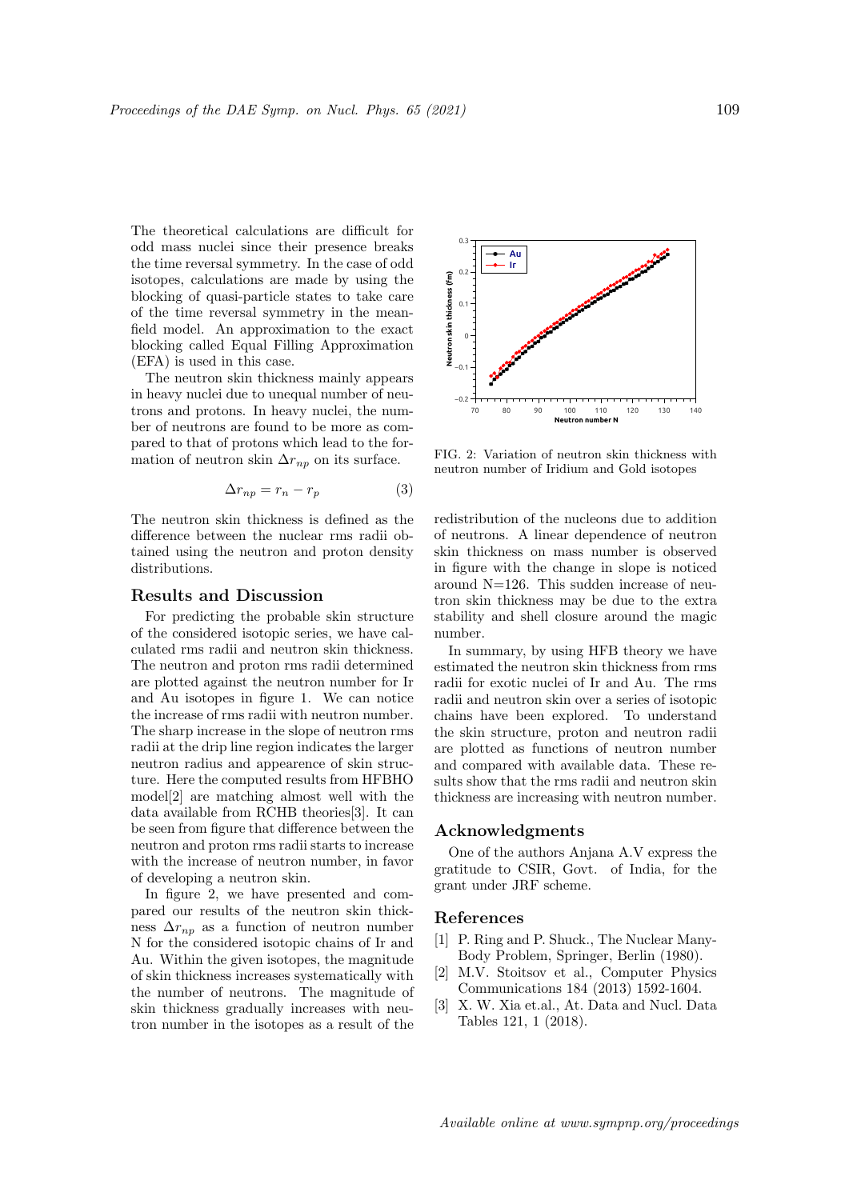The theoretical calculations are difficult for odd mass nuclei since their presence breaks the time reversal symmetry. In the case of odd isotopes, calculations are made by using the blocking of quasi-particle states to take care of the time reversal symmetry in the mean-field model. An approximation to the exact blocking called Equal Filling Approximation (EFA) is used in this case.

The neutron skin thickness mainly appears in heavy nuclei due to unequal number of neutrons and protons. In heavy nuclei, the number of neutrons are found to be more as compared to that of protons which lead to the formation of neutron skin $\Delta r_{np}$ on its surface.

$$\Delta r_{np} = r_n - r_p \tag{3}$$

The neutron skin thickness is defined as the difference between the nuclear rms radii obtained using the neutron and proton density distributions.

## Results and Discussion

For predicting the probable skin structure of the considered isotopic series, we have calculated rms radii and neutron skin thickness. The neutron and proton rms radii determined are plotted against the neutron number for Ir and Au isotopes in figure 1. We can notice the increase of rms radii with neutron number. The sharp increase in the slope of neutron rms radii at the drip line region indicates the larger neutron radius and appearence of skin structure. Here the computed results from HFBHO model[2] are matching almost well with the data available from RCHB theories[3]. It can be seen from figure that difference between the neutron and proton rms radii starts to increase with the increase of neutron number, in favor of developing a neutron skin.

In figure 2, we have presented and compared our results of the neutron skin thickness $\Delta r_{np}$ as a function of neutron number N for the considered isotopic chains of Ir and Au. Within the given isotopes, the magnitude of skin thickness increases systematically with the number of neutrons. The magnitude of skin thickness gradually increases with neutron number in the isotopes as a result of the redistribution of the nucleons due to addition of neutrons. A linear dependence of neutron skin thickness on mass number is observed in figure with the change in slope is noticed around N=126. This sudden increase of neutron skin thickness may be due to the extra stability and shell closure around the magic number.

Au
Ir
Neutron skin thickness (fm)
0.3
0.2
0.1
0
−0.1
−0.2
70 80 90 100 110 120 130 140
Neutron number N

FIG. 2: Variation of neutron skin thickness with neutron number of Iridium and Gold isotopes

In summary, by using HFB theory we have estimated the neutron skin thickness from rms radii for exotic nuclei of Ir and Au. The rms radii and neutron skin over a series of isotopic chains have been explored. To understand the skin structure, proton and neutron radii are plotted as functions of neutron number and compared with available data. These results show that the rms radii and neutron skin thickness are increasing with neutron number.

## Acknowledgments

One of the authors Anjana A.V express the gratitude to CSIR, Govt. of India, for the grant under JRF scheme.

## References

[1] P. Ring and P. Shuck., The Nuclear Many-Body Problem, Springer, Berlin (1980).

[2] M.V. Stoitsov et al., Computer Physics Communications 184 (2013) 1592-1604.

[3] X. W. Xia et.al., At. Data and Nucl. Data Tables 121, 1 (2018).